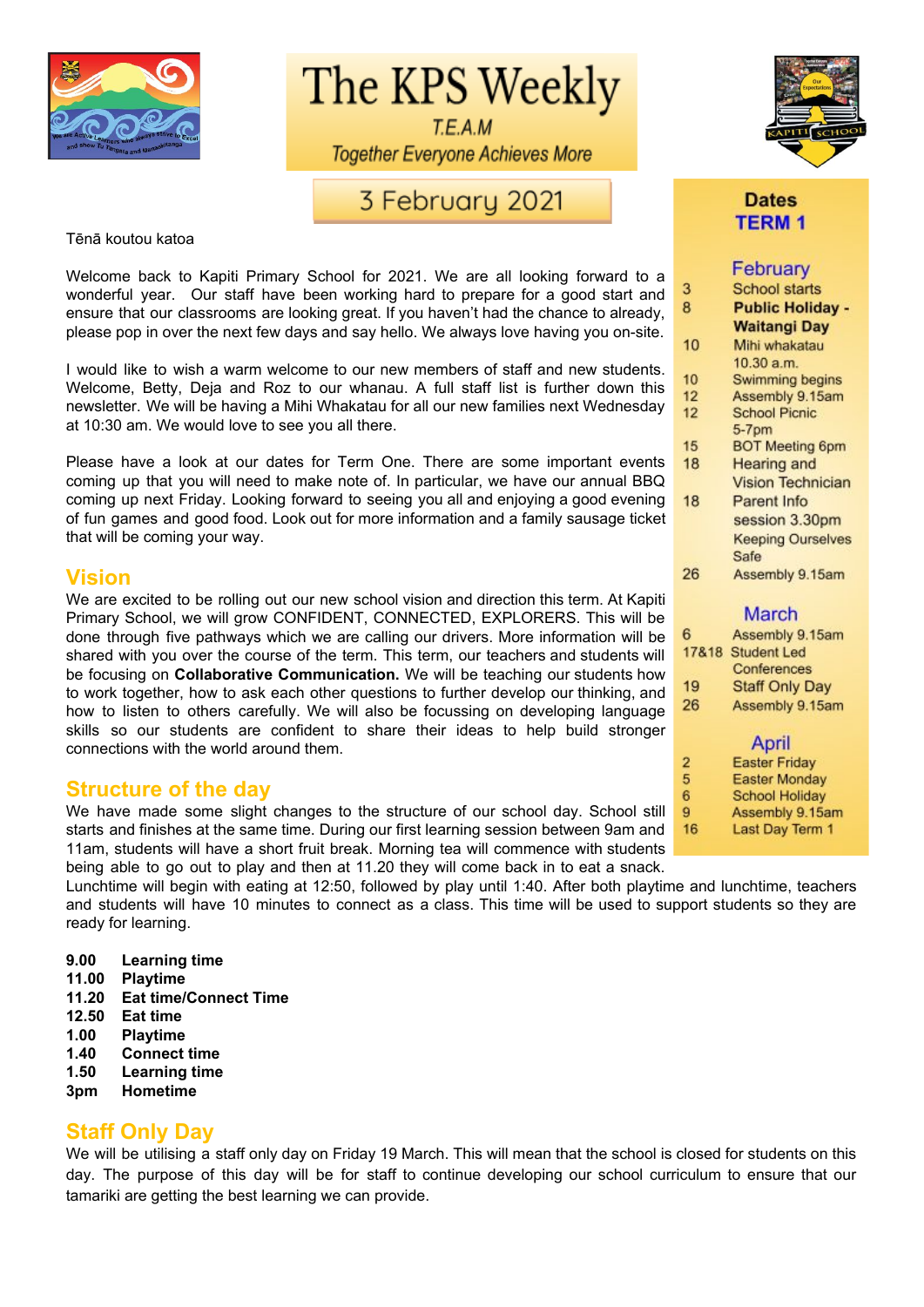# The KPS Weekly

T.E.A.M

*Together Everyone Achieves More*

## 3 February 2021

Tēnā koutou katoa

Welcome back to Kapiti Primary School for 2021. We are all looking forward to a wonderful year. Our staff have been working hard to prepare for a good start and ensure that our classrooms are looking great. If you haven't had the chance to already, please pop in over the next few days and say hello. We always love having you on-site.

I would like to wish a warm welcome to our new members of staff and new students. Welcome, Betty, Deja and Roz to our whanau. A full staff list is further down this newsletter. We will be having a Mihi Whakatau for all our new families next Wednesday at 10:30 am. We would love to see you all there.

Please have a look at our dates for Term One. There are some important events coming up that you will need to make note of. In particular, we have our annual BBQ coming up next Friday. Looking forward to seeing you all and enjoying a good evening of fun games and good food. Look out for more information and a family sausage ticket that will be coming your way.

## Vision

We are excited to be rolling out our new school vision and direction this term. At Kapiti Primary School, we will grow CONFIDENT, CONNECTED, EXPLORERS. This will be done through five pathways which we are calling our drivers. More information will be shared with you over the course of the term. This term, our teachers and students will be focusing on **Collaborative Communication.** We will be teaching our students how to work together, how to ask each other questions to further develop our thinking, and how to listen to others carefully. We will also be focussing on developing language skills so our students are confident to share their ideas to help build stronger connections with the world around them.

## Structure of the day

We have made some slight changes to the structure of our school day. School still starts and finishes at the same time. During our first learning session between 9am and 11am, students will have a short fruit break. Morning tea will commence with students being able to go out to play and then at 11.20 they will come back in to eat a snack. Lunchtime will begin with eating at 12:50, followed by play until 1:40. After both playtime and lunchtime, teachers and students will have 10 minutes to connect as a class. This time will be used to support students so they are ready for learning.

**9.00 Learning time**
**11.00 Playtime**
**11.20 Eat time/Connect Time**
**12.50 Eat time**
**1.00 Playtime**
**1.40 Connect time**
**1.50 Learning time**
**3pm Hometime**

## Staff Only Day

We will be utilising a staff only day on Friday 19 March. This will mean that the school is closed for students on this day. The purpose of this day will be for staff to continue developing our school curriculum to ensure that our tamariki are getting the best learning we can provide.

## Dates
## TERM 1

### February

| | |
|---|---|
| 3 | School starts |
| 8 | **Public Holiday - Waitangi Day** |
| 10 | Mihi whakatau 10.30 a.m. |
| 10 | Swimming begins |
| 12 | Assembly 9.15am |
| 12 | School Picnic 5-7pm |
| 15 | BOT Meeting 6pm |
| 18 | Hearing and Vision Technician |
| 18 | Parent Info session 3.30pm Keeping Ourselves Safe |
| 26 | Assembly 9.15am |

### March

| | |
|---|---|
| 6 | Assembly 9.15am |
| 17&18 | Student Led Conferences |
| 19 | Staff Only Day |
| 26 | Assembly 9.15am |

### April

| | |
|---|---|
| 2 | Easter Friday |
| 5 | Easter Monday |
| 6 | School Holiday |
| 9 | Assembly 9.15am |
| 16 | Last Day Term 1 |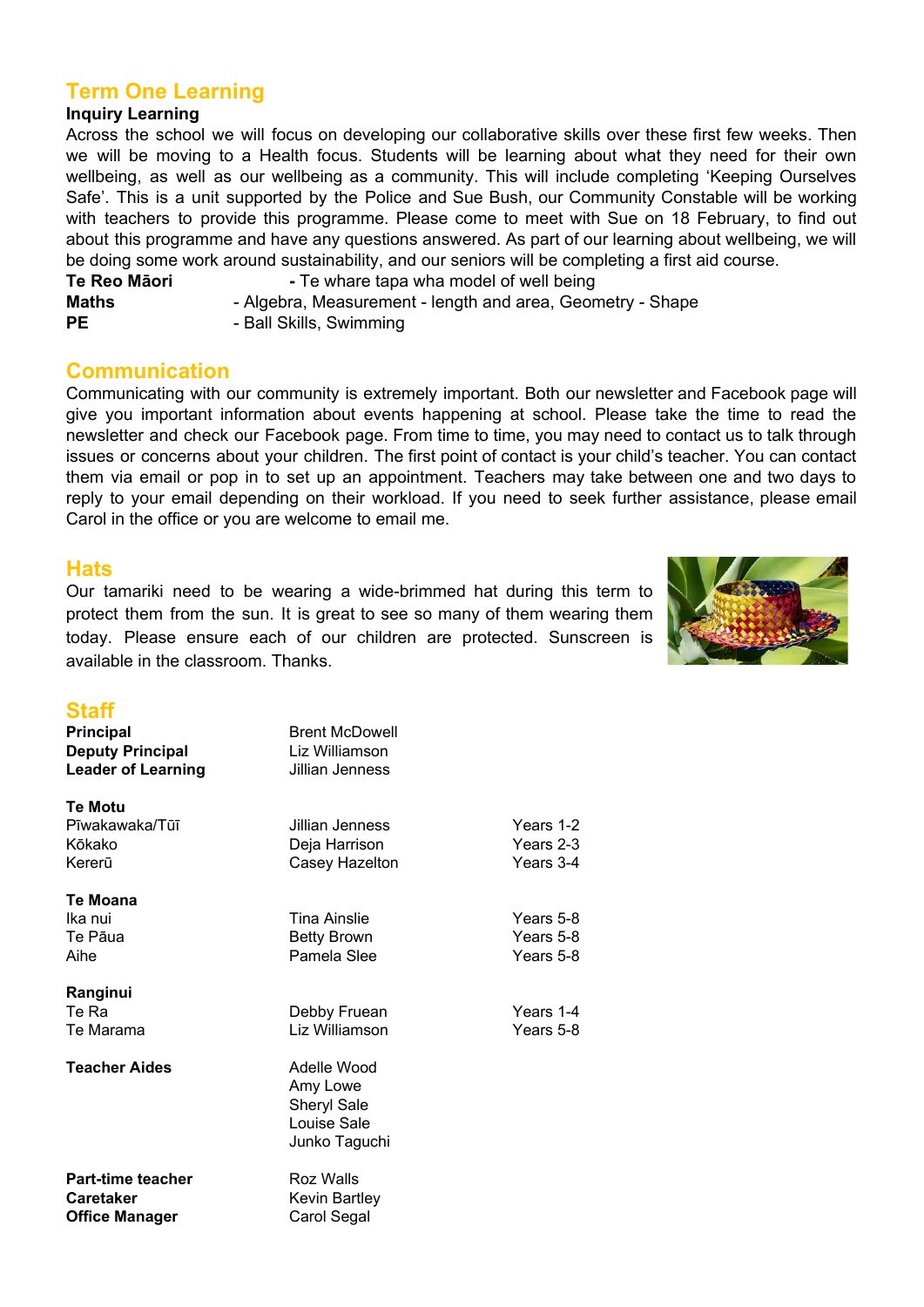## Term One Learning

**Inquiry Learning**

Across the school we will focus on developing our collaborative skills over these first few weeks. Then we will be moving to a Health focus. Students will be learning about what they need for their own wellbeing, as well as our wellbeing as a community. This will include completing 'Keeping Ourselves Safe'. This is a unit supported by the Police and Sue Bush, our Community Constable will be working with teachers to provide this programme. Please come to meet with Sue on 18 February, to find out about this programme and have any questions answered. As part of our learning about wellbeing, we will be doing some work around sustainability, and our seniors will be completing a first aid course.

**Te Reo Māori** - Te whare tapa wha model of well being
**Maths** - Algebra, Measurement - length and area, Geometry - Shape
**PE** - Ball Skills, Swimming

## Communication

Communicating with our community is extremely important. Both our newsletter and Facebook page will give you important information about events happening at school. Please take the time to read the newsletter and check our Facebook page. From time to time, you may need to contact us to talk through issues or concerns about your children. The first point of contact is your child's teacher. You can contact them via email or pop in to set up an appointment. Teachers may take between one and two days to reply to your email depending on their workload. If you need to seek further assistance, please email Carol in the office or you are welcome to email me.

## Hats

Our tamariki need to be wearing a wide-brimmed hat during this term to protect them from the sun. It is great to see so many of them wearing them today. Please ensure each of our children are protected. Sunscreen is available in the classroom. Thanks.

## Staff

| | | |
|---|---|---|
| **Principal** | Brent McDowell | |
| **Deputy Principal** | Liz Williamson | |
| **Leader of Learning** | Jillian Jenness | |
| **Te Motu** | | |
| Pīwakawaka/Tūī | Jillian Jenness | Years 1-2 |
| Kōkako | Deja Harrison | Years 2-3 |
| Kererū | Casey Hazelton | Years 3-4 |
| **Te Moana** | | |
| Ika nui | Tina Ainslie | Years 5-8 |
| Te Pāua | Betty Brown | Years 5-8 |
| Aihe | Pamela Slee | Years 5-8 |
| **Ranginui** | | |
| Te Ra | Debby Fruean | Years 1-4 |
| Te Marama | Liz Williamson | Years 5-8 |
| **Teacher Aides** | Adelle Wood | |
| | Amy Lowe | |
| | Sheryl Sale | |
| | Louise Sale | |
| | Junko Taguchi | |
| **Part-time teacher** | Roz Walls | |
| **Caretaker** | Kevin Bartley | |
| **Office Manager** | Carol Segal | |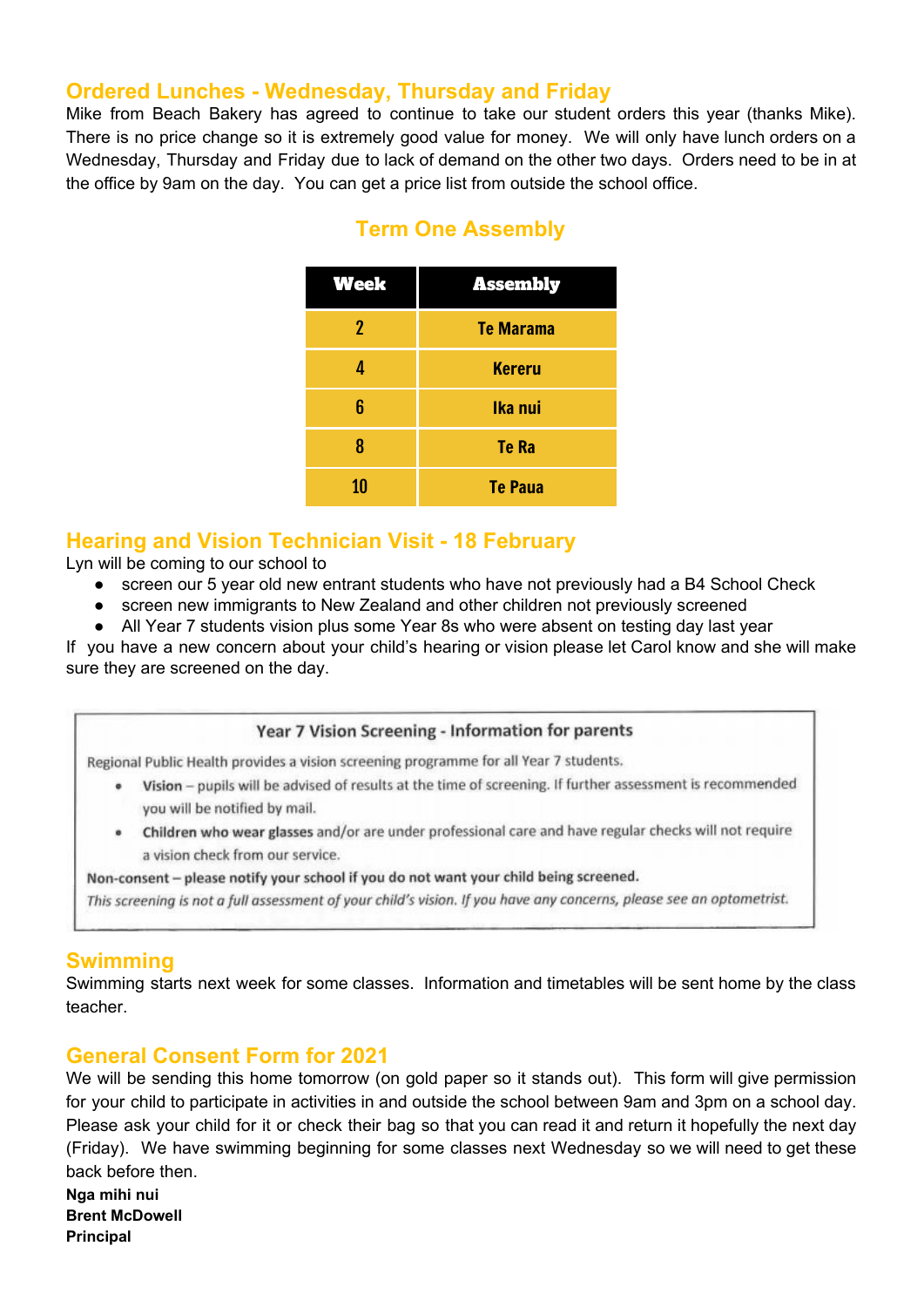## Ordered Lunches - Wednesday, Thursday and Friday

Mike from Beach Bakery has agreed to continue to take our student orders this year (thanks Mike). There is no price change so it is extremely good value for money. We will only have lunch orders on a Wednesday, Thursday and Friday due to lack of demand on the other two days. Orders need to be in at the office by 9am on the day. You can get a price list from outside the school office.

## Term One Assembly

| Week | Assembly |
|---|---|
| 2 | Te Marama |
| 4 | Kereru |
| 6 | Ika nui |
| 8 | Te Ra |
| 10 | Te Paua |

## Hearing and Vision Technician Visit - 18 February

Lyn will be coming to our school to

- screen our 5 year old new entrant students who have not previously had a B4 School Check
- screen new immigrants to New Zealand and other children not previously screened
- All Year 7 students vision plus some Year 8s who were absent on testing day last year

If you have a new concern about your child's hearing or vision please let Carol know and she will make sure they are screened on the day.

### Year 7 Vision Screening - Information for parents

Regional Public Health provides a vision screening programme for all Year 7 students.

- **Vision** – pupils will be advised of results at the time of screening. If further assessment is recommended you will be notified by mail.
- **Children who wear glasses** and/or are under professional care and have regular checks will not require a vision check from our service.

**Non-consent – please notify your school if you do not want your child being screened.**

*This screening is not a full assessment of your child's vision. If you have any concerns, please see an optometrist.*

## Swimming

Swimming starts next week for some classes. Information and timetables will be sent home by the class teacher.

## General Consent Form for 2021

We will be sending this home tomorrow (on gold paper so it stands out). This form will give permission for your child to participate in activities in and outside the school between 9am and 3pm on a school day. Please ask your child for it or check their bag so that you can read it and return it hopefully the next day (Friday). We have swimming beginning for some classes next Wednesday so we will need to get these back before then.

**Nga mihi nui**
**Brent McDowell**
**Principal**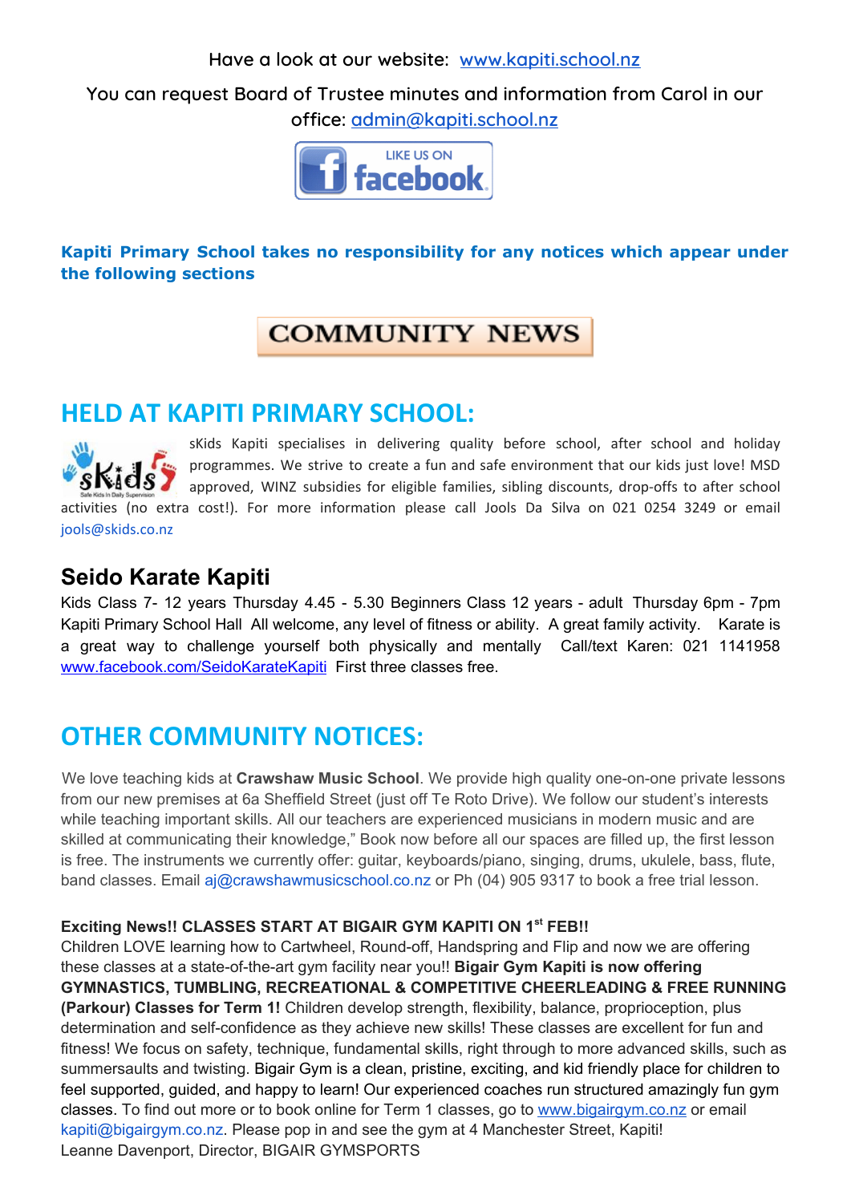Have a look at our website: [www.kapiti.school.nz](http://www.kapiti.school.nz)

You can request Board of Trustee minutes and information from Carol in our office: [admin@kapiti.school.nz](mailto:admin@kapiti.school.nz)

LIKE US ON facebook

**Kapiti Primary School takes no responsibility for any notices which appear under the following sections**

# COMMUNITY NEWS

## HELD AT KAPITI PRIMARY SCHOOL:

sKids Kapiti specialises in delivering quality before school, after school and holiday programmes. We strive to create a fun and safe environment that our kids just love! MSD approved, WINZ subsidies for eligible families, sibling discounts, drop-offs to after school activities (no extra cost!). For more information please call Jools Da Silva on 021 0254 3249 or email jools@skids.co.nz

### Seido Karate Kapiti

Kids Class 7- 12 years Thursday 4.45 - 5.30 Beginners Class 12 years - adult Thursday 6pm - 7pm Kapiti Primary School Hall All welcome, any level of fitness or ability. A great family activity. Karate is a great way to challenge yourself both physically and mentally Call/text Karen: 021 1141958 [www.facebook.com/SeidoKarateKapiti](http://www.facebook.com/SeidoKarateKapiti) First three classes free.

## OTHER COMMUNITY NOTICES:

We love teaching kids at **Crawshaw Music School**. We provide high quality one-on-one private lessons from our new premises at 6a Sheffield Street (just off Te Roto Drive). We follow our student's interests while teaching important skills. All our teachers are experienced musicians in modern music and are skilled at communicating their knowledge," Book now before all our spaces are filled up, the first lesson is free. The instruments we currently offer: guitar, keyboards/piano, singing, drums, ukulele, bass, flute, band classes. Email aj@crawshawmusicschool.co.nz or Ph (04) 905 9317 to book a free trial lesson.

**Exciting News!! CLASSES START AT BIGAIR GYM KAPITI ON 1st FEB!!**
Children LOVE learning how to Cartwheel, Round-off, Handspring and Flip and now we are offering these classes at a state-of-the-art gym facility near you!! **Bigair Gym Kapiti is now offering GYMNASTICS, TUMBLING, RECREATIONAL & COMPETITIVE CHEERLEADING & FREE RUNNING (Parkour) Classes for Term 1!** Children develop strength, flexibility, balance, proprioception, plus determination and self-confidence as they achieve new skills! These classes are excellent for fun and fitness! We focus on safety, technique, fundamental skills, right through to more advanced skills, such as summersaults and twisting. Bigair Gym is a clean, pristine, exciting, and kid friendly place for children to feel supported, guided, and happy to learn! Our experienced coaches run structured amazingly fun gym classes. To find out more or to book online for Term 1 classes, go to [www.bigairgym.co.nz](http://www.bigairgym.co.nz) or email kapiti@bigairgym.co.nz. Please pop in and see the gym at 4 Manchester Street, Kapiti!
Leanne Davenport, Director, BIGAIR GYMSPORTS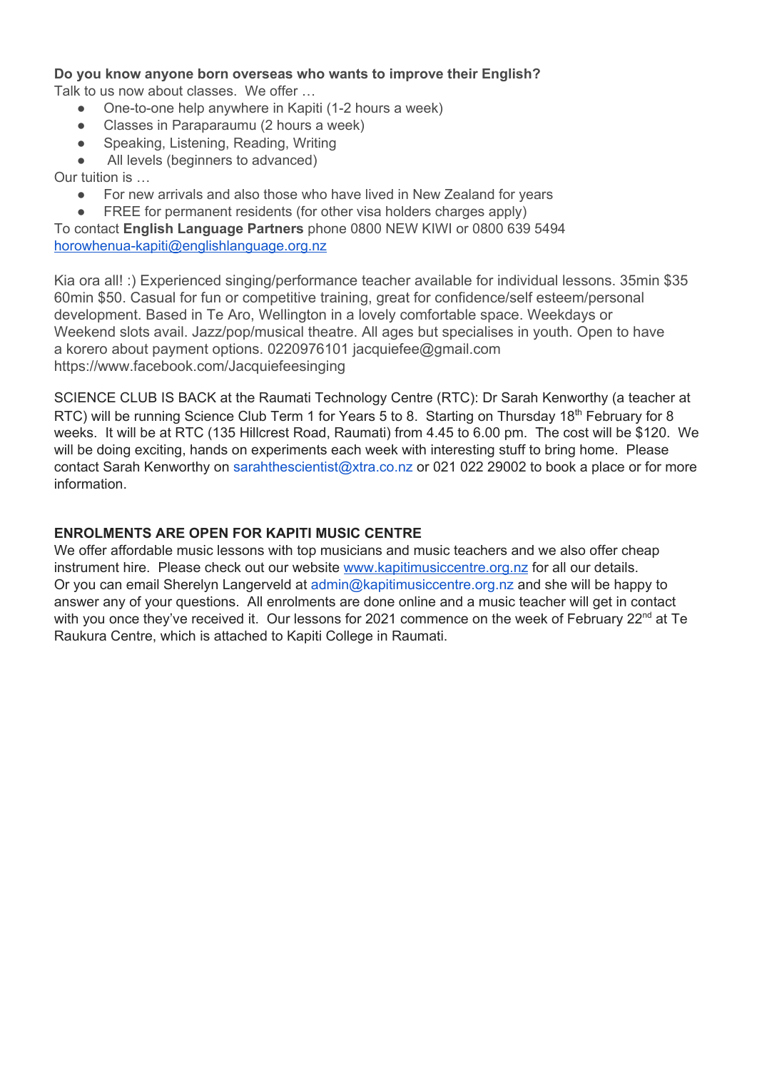**Do you know anyone born overseas who wants to improve their English?**

Talk to us now about classes. We offer …

- One-to-one help anywhere in Kapiti (1-2 hours a week)
- Classes in Paraparaumu (2 hours a week)
- Speaking, Listening, Reading, Writing
- All levels (beginners to advanced)

Our tuition is …

- For new arrivals and also those who have lived in New Zealand for years
- FREE for permanent residents (for other visa holders charges apply)

To contact **English Language Partners** phone 0800 NEW KIWI or 0800 639 5494
horowhenua-kapiti@englishlanguage.org.nz

Kia ora all! :) Experienced singing/performance teacher available for individual lessons. 35min $35 60min $50. Casual for fun or competitive training, great for confidence/self esteem/personal development. Based in Te Aro, Wellington in a lovely comfortable space. Weekdays or Weekend slots avail. Jazz/pop/musical theatre. All ages but specialises in youth. Open to have a korero about payment options. 0220976101 jacquiefee@gmail.com
https://www.facebook.com/Jacquiefeesinging

SCIENCE CLUB IS BACK at the Raumati Technology Centre (RTC): Dr Sarah Kenworthy (a teacher at RTC) will be running Science Club Term 1 for Years 5 to 8. Starting on Thursday 18th February for 8 weeks. It will be at RTC (135 Hillcrest Road, Raumati) from 4.45 to 6.00 pm. The cost will be $120. We will be doing exciting, hands on experiments each week with interesting stuff to bring home. Please contact Sarah Kenworthy on sarahthescientist@xtra.co.nz or 021 022 29002 to book a place or for more information.

**ENROLMENTS ARE OPEN FOR KAPITI MUSIC CENTRE**

We offer affordable music lessons with top musicians and music teachers and we also offer cheap instrument hire. Please check out our website www.kapitimusiccentre.org.nz for all our details. Or you can email Sherelyn Langerveld at admin@kapitimusiccentre.org.nz and she will be happy to answer any of your questions. All enrolments are done online and a music teacher will get in contact with you once they've received it. Our lessons for 2021 commence on the week of February 22nd at Te Raukura Centre, which is attached to Kapiti College in Raumati.